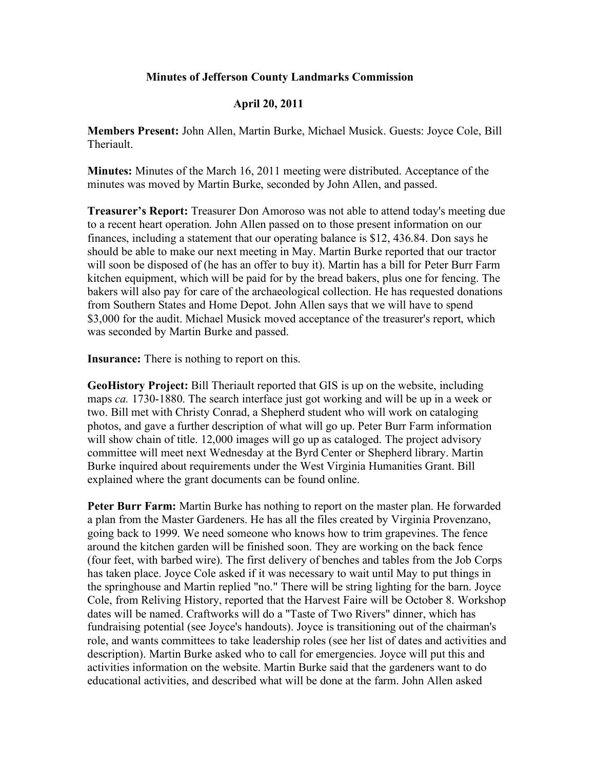# Minutes of Jefferson County Landmarks Commission

## April 20, 2011

**Members Present:** John Allen, Martin Burke, Michael Musick. Guests: Joyce Cole, Bill Theriault.

**Minutes:** Minutes of the March 16, 2011 meeting were distributed. Acceptance of the minutes was moved by Martin Burke, seconded by John Allen, and passed.

**Treasurer's Report:** Treasurer Don Amoroso was not able to attend today's meeting due to a recent heart operation. John Allen passed on to those present information on our finances, including a statement that our operating balance is $12, 436.84. Don says he should be able to make our next meeting in May. Martin Burke reported that our tractor will soon be disposed of (he has an offer to buy it). Martin has a bill for Peter Burr Farm kitchen equipment, which will be paid for by the bread bakers, plus one for fencing. The bakers will also pay for care of the archaeological collection. He has requested donations from Southern States and Home Depot. John Allen says that we will have to spend $3,000 for the audit. Michael Musick moved acceptance of the treasurer's report, which was seconded by Martin Burke and passed.

**Insurance:** There is nothing to report on this.

**GeoHistory Project:** Bill Theriault reported that GIS is up on the website, including maps *ca.* 1730-1880. The search interface just got working and will be up in a week or two. Bill met with Christy Conrad, a Shepherd student who will work on cataloging photos, and gave a further description of what will go up. Peter Burr Farm information will show chain of title. 12,000 images will go up as cataloged. The project advisory committee will meet next Wednesday at the Byrd Center or Shepherd library. Martin Burke inquired about requirements under the West Virginia Humanities Grant. Bill explained where the grant documents can be found online.

**Peter Burr Farm:** Martin Burke has nothing to report on the master plan. He forwarded a plan from the Master Gardeners. He has all the files created by Virginia Provenzano, going back to 1999. We need someone who knows how to trim grapevines. The fence around the kitchen garden will be finished soon. They are working on the back fence (four feet, with barbed wire). The first delivery of benches and tables from the Job Corps has taken place. Joyce Cole asked if it was necessary to wait until May to put things in the springhouse and Martin replied "no." There will be string lighting for the barn. Joyce Cole, from Reliving History, reported that the Harvest Faire will be October 8. Workshop dates will be named. Craftworks will do a "Taste of Two Rivers" dinner, which has fundraising potential (see Joyce's handouts). Joyce is transitioning out of the chairman's role, and wants committees to take leadership roles (see her list of dates and activities and description). Martin Burke asked who to call for emergencies. Joyce will put this and activities information on the website. Martin Burke said that the gardeners want to do educational activities, and described what will be done at the farm. John Allen asked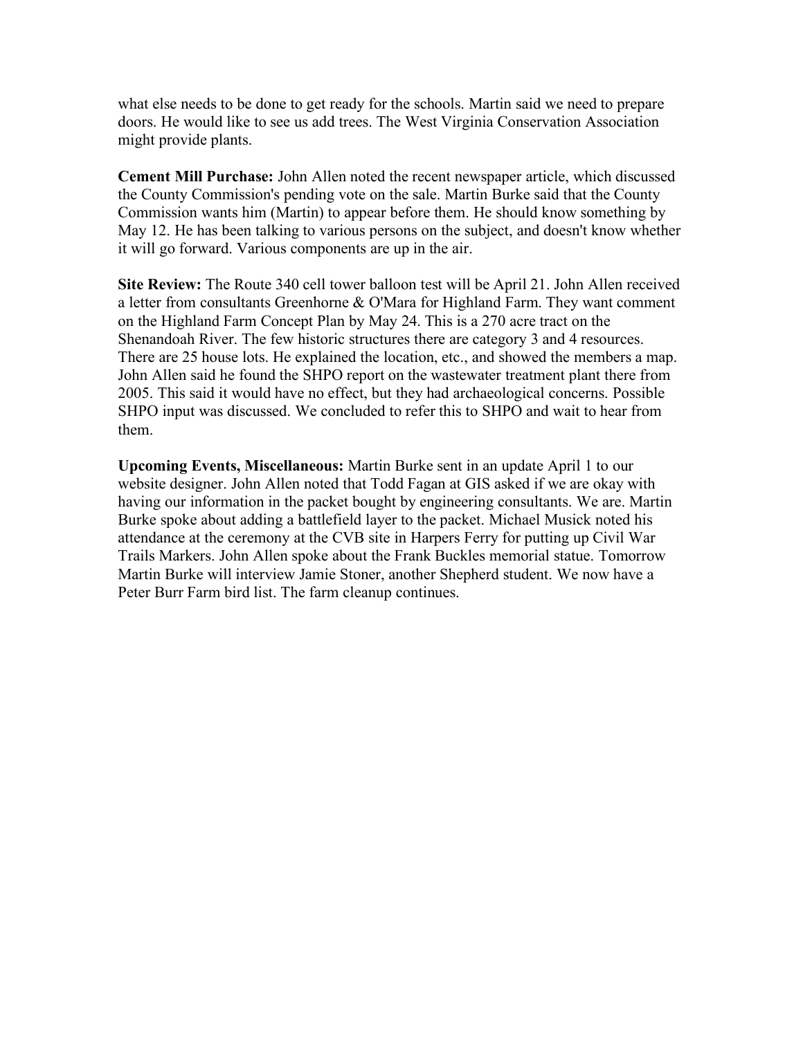what else needs to be done to get ready for the schools. Martin said we need to prepare doors. He would like to see us add trees. The West Virginia Conservation Association might provide plants.

**Cement Mill Purchase:** John Allen noted the recent newspaper article, which discussed the County Commission's pending vote on the sale. Martin Burke said that the County Commission wants him (Martin) to appear before them. He should know something by May 12. He has been talking to various persons on the subject, and doesn't know whether it will go forward. Various components are up in the air.

**Site Review:** The Route 340 cell tower balloon test will be April 21. John Allen received a letter from consultants Greenhorne & O'Mara for Highland Farm. They want comment on the Highland Farm Concept Plan by May 24. This is a 270 acre tract on the Shenandoah River. The few historic structures there are category 3 and 4 resources. There are 25 house lots. He explained the location, etc., and showed the members a map. John Allen said he found the SHPO report on the wastewater treatment plant there from 2005. This said it would have no effect, but they had archaeological concerns. Possible SHPO input was discussed. We concluded to refer this to SHPO and wait to hear from them.

**Upcoming Events, Miscellaneous:** Martin Burke sent in an update April 1 to our website designer. John Allen noted that Todd Fagan at GIS asked if we are okay with having our information in the packet bought by engineering consultants. We are. Martin Burke spoke about adding a battlefield layer to the packet. Michael Musick noted his attendance at the ceremony at the CVB site in Harpers Ferry for putting up Civil War Trails Markers. John Allen spoke about the Frank Buckles memorial statue. Tomorrow Martin Burke will interview Jamie Stoner, another Shepherd student. We now have a Peter Burr Farm bird list. The farm cleanup continues.